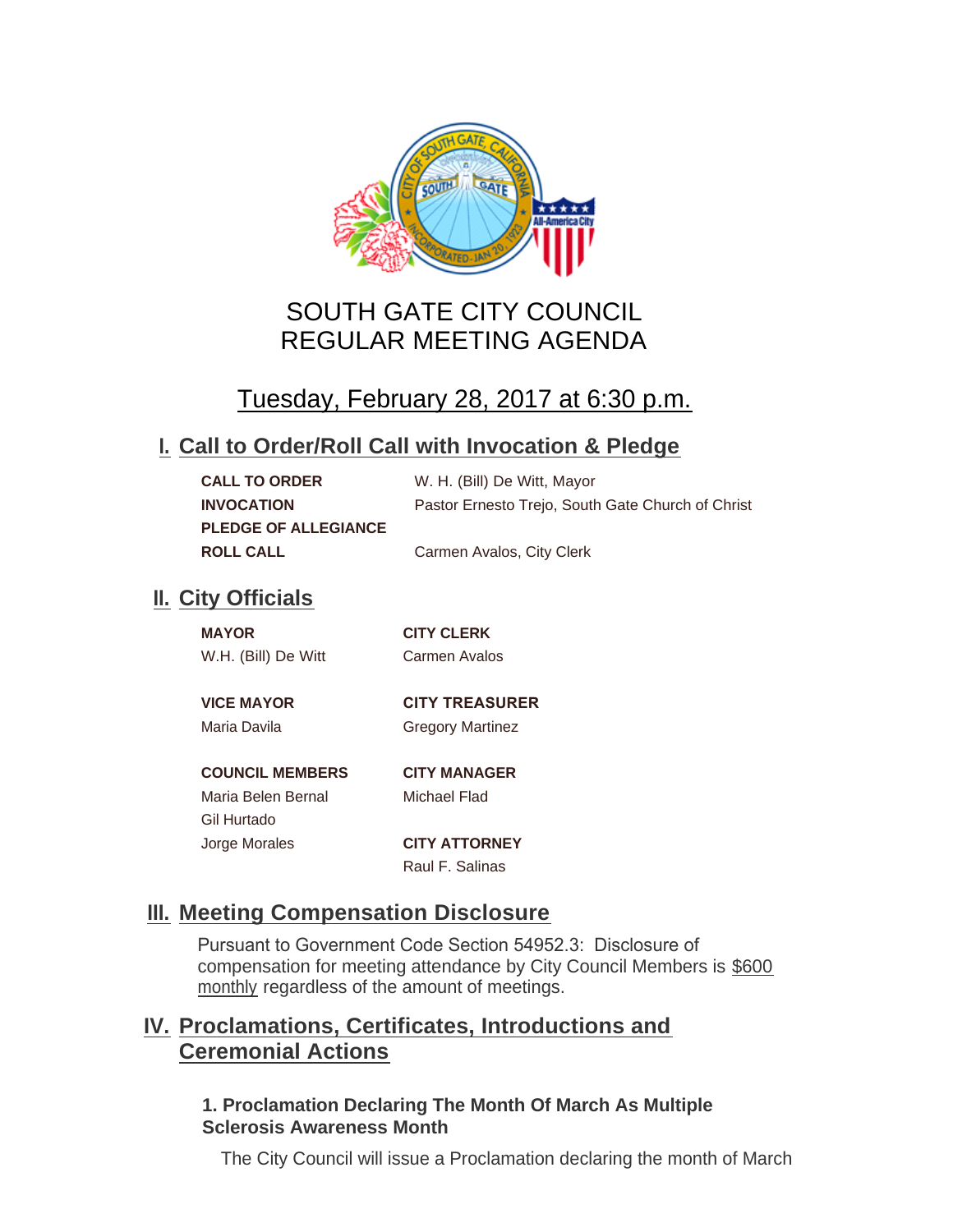# SOUTH GATE CITY COUNCIL
# REGULAR MEETING AGENDA

## Tuesday, February 28, 2017 at 6:30 p.m.

## I. Call to Order/Roll Call with Invocation & Pledge

| | |
|---|---|
| **CALL TO ORDER** | W. H. (Bill) De Witt, Mayor |
| **INVOCATION** | Pastor Ernesto Trejo, South Gate Church of Christ |
| **PLEDGE OF ALLEGIANCE** | |
| **ROLL CALL** | Carmen Avalos, City Clerk |

## II. City Officials

**MAYOR**
W.H. (Bill) De Witt

**VICE MAYOR**
Maria Davila

**COUNCIL MEMBERS**
Maria Belen Bernal
Gil Hurtado
Jorge Morales

**CITY CLERK**
Carmen Avalos

**CITY TREASURER**
Gregory Martinez

**CITY MANAGER**
Michael Flad

**CITY ATTORNEY**
Raul F. Salinas

## III. Meeting Compensation Disclosure

Pursuant to Government Code Section 54952.3: Disclosure of compensation for meeting attendance by City Council Members is $600 monthly regardless of the amount of meetings.

## IV. Proclamations, Certificates, Introductions and Ceremonial Actions

### 1. Proclamation Declaring The Month Of March As Multiple Sclerosis Awareness Month

The City Council will issue a Proclamation declaring the month of March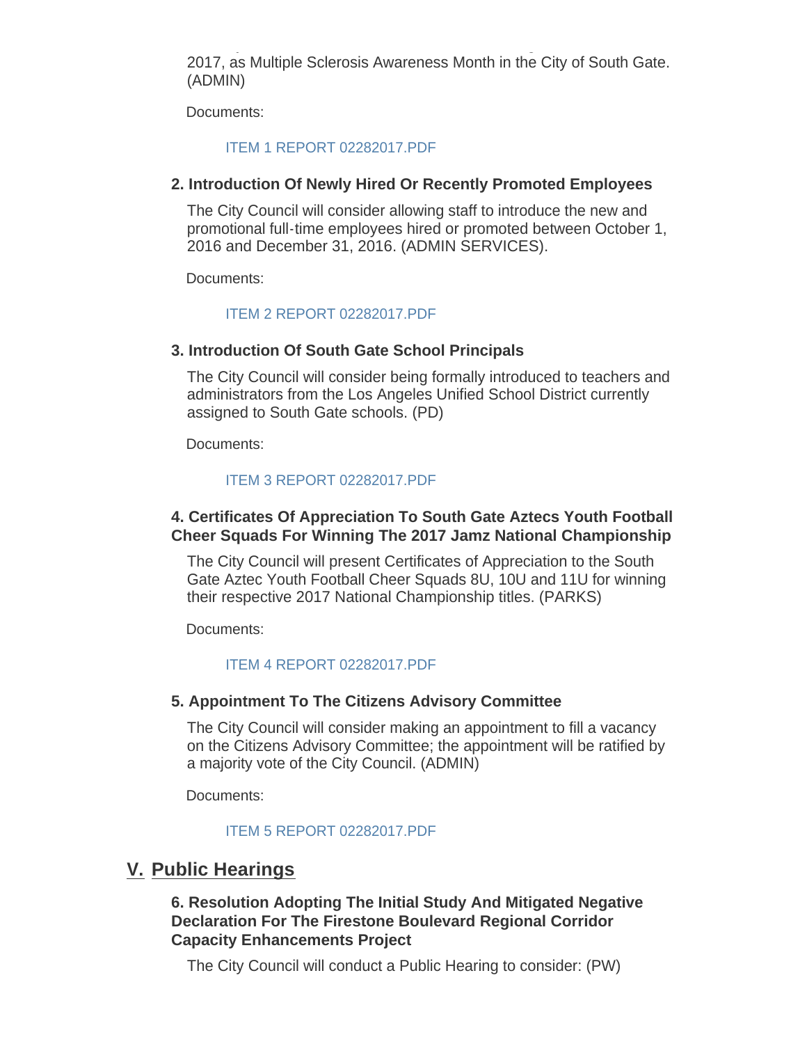2017, as Multiple Sclerosis Awareness Month in the City of South Gate. (ADMIN)

Documents:

ITEM 1 REPORT 02282017.PDF

### 2. Introduction Of Newly Hired Or Recently Promoted Employees

The City Council will consider allowing staff to introduce the new and promotional full-time employees hired or promoted between October 1, 2016 and December 31, 2016. (ADMIN SERVICES).

Documents:

ITEM 2 REPORT 02282017.PDF

### 3. Introduction Of South Gate School Principals

The City Council will consider being formally introduced to teachers and administrators from the Los Angeles Unified School District currently assigned to South Gate schools. (PD)

Documents:

ITEM 3 REPORT 02282017.PDF

### 4. Certificates Of Appreciation To South Gate Aztecs Youth Football Cheer Squads For Winning The 2017 Jamz National Championship

The City Council will present Certificates of Appreciation to the South Gate Aztec Youth Football Cheer Squads 8U, 10U and 11U for winning their respective 2017 National Championship titles. (PARKS)

Documents:

ITEM 4 REPORT 02282017.PDF

### 5. Appointment To The Citizens Advisory Committee

The City Council will consider making an appointment to fill a vacancy on the Citizens Advisory Committee; the appointment will be ratified by a majority vote of the City Council. (ADMIN)

Documents:

ITEM 5 REPORT 02282017.PDF

## V. Public Hearings

### 6. Resolution Adopting The Initial Study And Mitigated Negative Declaration For The Firestone Boulevard Regional Corridor Capacity Enhancements Project

The City Council will conduct a Public Hearing to consider: (PW)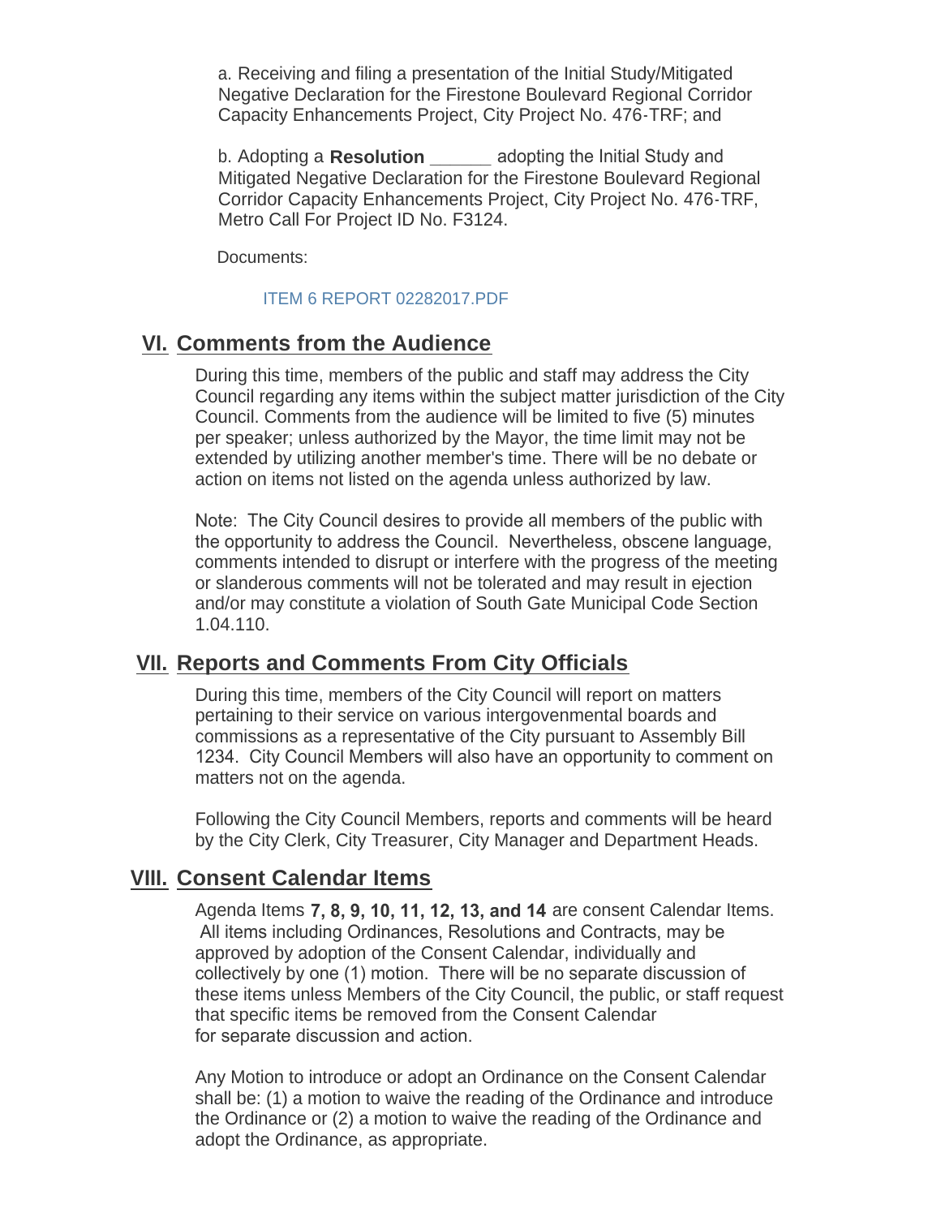a. Receiving and filing a presentation of the Initial Study/Mitigated Negative Declaration for the Firestone Boulevard Regional Corridor Capacity Enhancements Project, City Project No. 476-TRF; and

b. Adopting a **Resolution ______** adopting the Initial Study and Mitigated Negative Declaration for the Firestone Boulevard Regional Corridor Capacity Enhancements Project, City Project No. 476-TRF, Metro Call For Project ID No. F3124.

Documents:

ITEM 6 REPORT 02282017.PDF

## VI. Comments from the Audience

During this time, members of the public and staff may address the City Council regarding any items within the subject matter jurisdiction of the City Council. Comments from the audience will be limited to five (5) minutes per speaker; unless authorized by the Mayor, the time limit may not be extended by utilizing another member's time. There will be no debate or action on items not listed on the agenda unless authorized by law.

Note: The City Council desires to provide all members of the public with the opportunity to address the Council. Nevertheless, obscene language, comments intended to disrupt or interfere with the progress of the meeting or slanderous comments will not be tolerated and may result in ejection and/or may constitute a violation of South Gate Municipal Code Section 1.04.110.

## VII. Reports and Comments From City Officials

During this time, members of the City Council will report on matters pertaining to their service on various intergovenmental boards and commissions as a representative of the City pursuant to Assembly Bill 1234. City Council Members will also have an opportunity to comment on matters not on the agenda.

Following the City Council Members, reports and comments will be heard by the City Clerk, City Treasurer, City Manager and Department Heads.

## VIII. Consent Calendar Items

Agenda Items **7, 8, 9, 10, 11, 12, 13, and 14** are consent Calendar Items. All items including Ordinances, Resolutions and Contracts, may be approved by adoption of the Consent Calendar, individually and collectively by one (1) motion. There will be no separate discussion of these items unless Members of the City Council, the public, or staff request that specific items be removed from the Consent Calendar for separate discussion and action.

Any Motion to introduce or adopt an Ordinance on the Consent Calendar shall be: (1) a motion to waive the reading of the Ordinance and introduce the Ordinance or (2) a motion to waive the reading of the Ordinance and adopt the Ordinance, as appropriate.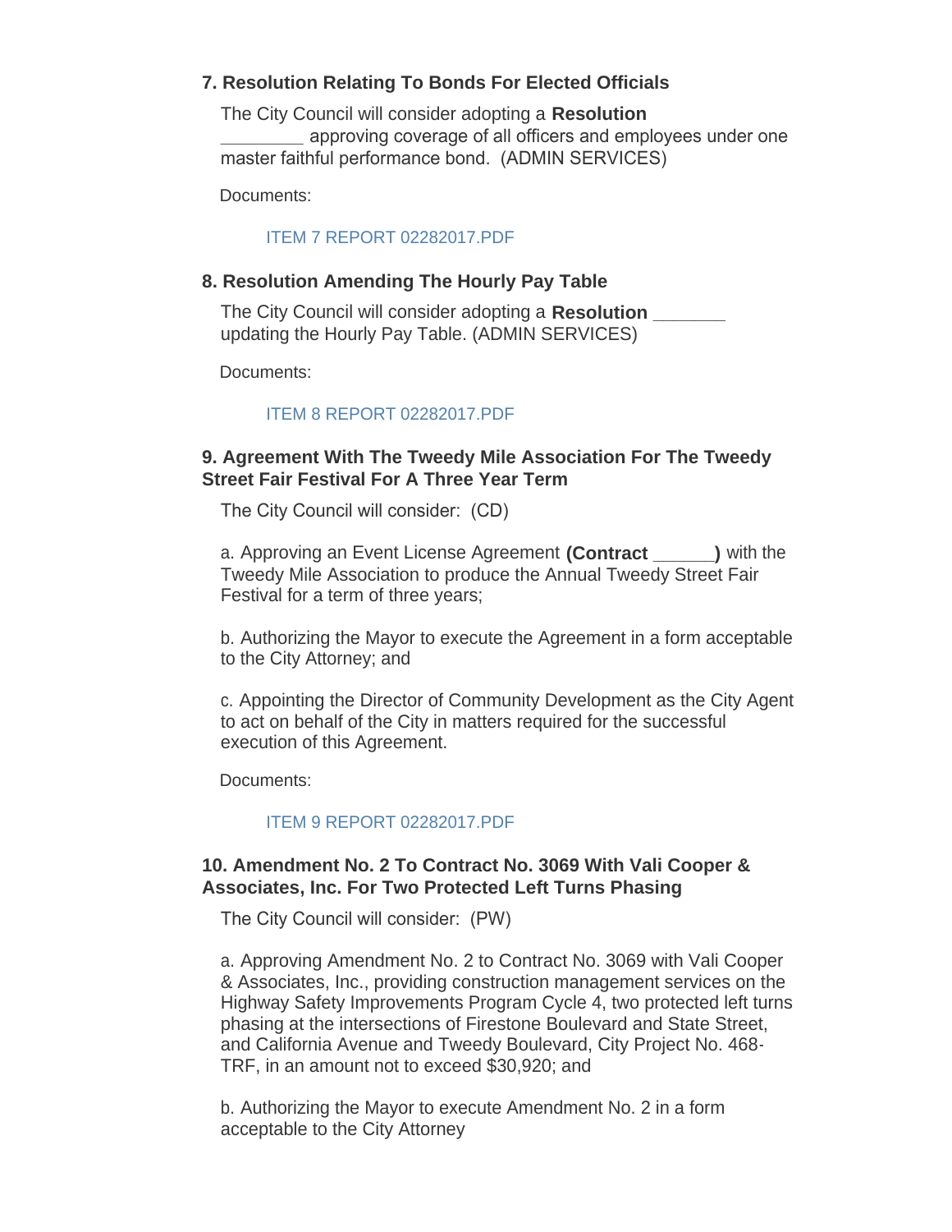### 7. Resolution Relating To Bonds For Elected Officials

The City Council will consider adopting a **Resolution ________** approving coverage of all officers and employees under one master faithful performance bond. (ADMIN SERVICES)

Documents:

ITEM 7 REPORT 02282017.PDF

### 8. Resolution Amending The Hourly Pay Table

The City Council will consider adopting a **Resolution _______** updating the Hourly Pay Table. (ADMIN SERVICES)

Documents:

ITEM 8 REPORT 02282017.PDF

### 9. Agreement With The Tweedy Mile Association For The Tweedy Street Fair Festival For A Three Year Term

The City Council will consider: (CD)

a. Approving an Event License Agreement **(Contract ______)** with the Tweedy Mile Association to produce the Annual Tweedy Street Fair Festival for a term of three years;

b. Authorizing the Mayor to execute the Agreement in a form acceptable to the City Attorney; and

c. Appointing the Director of Community Development as the City Agent to act on behalf of the City in matters required for the successful execution of this Agreement.

Documents:

ITEM 9 REPORT 02282017.PDF

### 10. Amendment No. 2 To Contract No. 3069 With Vali Cooper & Associates, Inc. For Two Protected Left Turns Phasing

The City Council will consider: (PW)

a. Approving Amendment No. 2 to Contract No. 3069 with Vali Cooper & Associates, Inc., providing construction management services on the Highway Safety Improvements Program Cycle 4, two protected left turns phasing at the intersections of Firestone Boulevard and State Street, and California Avenue and Tweedy Boulevard, City Project No. 468-TRF, in an amount not to exceed $30,920; and

b. Authorizing the Mayor to execute Amendment No. 2 in a form acceptable to the City Attorney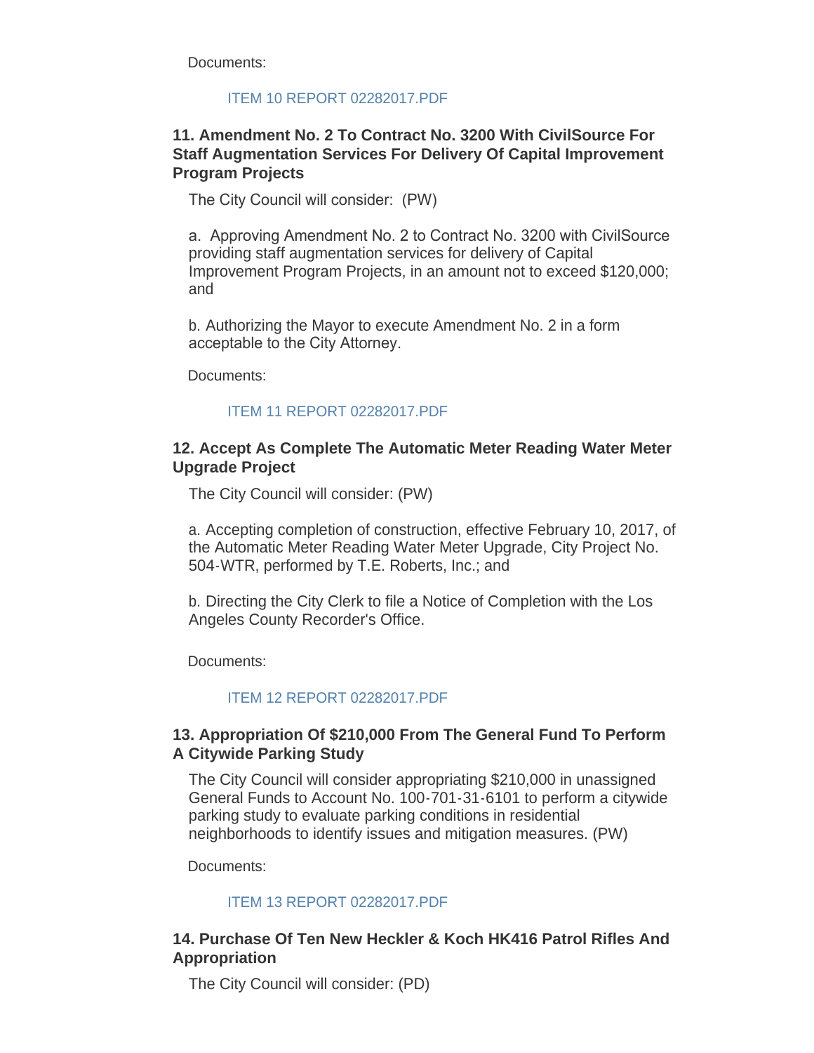Documents:

ITEM 10 REPORT 02282017.PDF

### 11. Amendment No. 2 To Contract No. 3200 With CivilSource For Staff Augmentation Services For Delivery Of Capital Improvement Program Projects

The City Council will consider: (PW)

a. Approving Amendment No. 2 to Contract No. 3200 with CivilSource providing staff augmentation services for delivery of Capital Improvement Program Projects, in an amount not to exceed $120,000; and

b. Authorizing the Mayor to execute Amendment No. 2 in a form acceptable to the City Attorney.

Documents:

ITEM 11 REPORT 02282017.PDF

### 12. Accept As Complete The Automatic Meter Reading Water Meter Upgrade Project

The City Council will consider: (PW)

a. Accepting completion of construction, effective February 10, 2017, of the Automatic Meter Reading Water Meter Upgrade, City Project No. 504-WTR, performed by T.E. Roberts, Inc.; and

b. Directing the City Clerk to file a Notice of Completion with the Los Angeles County Recorder's Office.

Documents:

ITEM 12 REPORT 02282017.PDF

### 13. Appropriation Of $210,000 From The General Fund To Perform A Citywide Parking Study

The City Council will consider appropriating $210,000 in unassigned General Funds to Account No. 100-701-31-6101 to perform a citywide parking study to evaluate parking conditions in residential neighborhoods to identify issues and mitigation measures. (PW)

Documents:

ITEM 13 REPORT 02282017.PDF

### 14. Purchase Of Ten New Heckler & Koch HK416 Patrol Rifles And Appropriation

The City Council will consider: (PD)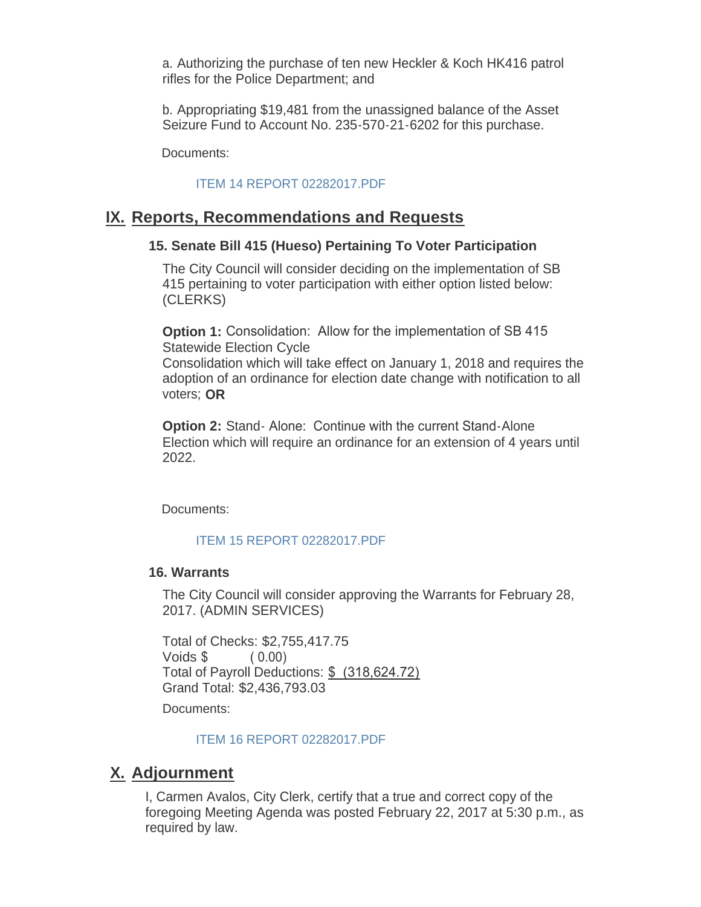a. Authorizing the purchase of ten new Heckler & Koch HK416 patrol rifles for the Police Department; and

b. Appropriating $19,481 from the unassigned balance of the Asset Seizure Fund to Account No. 235-570-21-6202 for this purchase.

Documents:

ITEM 14 REPORT 02282017.PDF

## IX. Reports, Recommendations and Requests

### 15. Senate Bill 415 (Hueso) Pertaining To Voter Participation

The City Council will consider deciding on the implementation of SB 415 pertaining to voter participation with either option listed below: (CLERKS)

**Option 1:** Consolidation: Allow for the implementation of SB 415 Statewide Election Cycle
Consolidation which will take effect on January 1, 2018 and requires the adoption of an ordinance for election date change with notification to all voters; **OR**

**Option 2:** Stand- Alone: Continue with the current Stand-Alone Election which will require an ordinance for an extension of 4 years until 2022.

Documents:

ITEM 15 REPORT 02282017.PDF

### 16. Warrants

The City Council will consider approving the Warrants for February 28, 2017. (ADMIN SERVICES)

Total of Checks: $2,755,417.75
Voids $ ( 0.00)
Total of Payroll Deductions: $ (318,624.72)
Grand Total: $2,436,793.03

Documents:

ITEM 16 REPORT 02282017.PDF

## X. Adjournment

I, Carmen Avalos, City Clerk, certify that a true and correct copy of the foregoing Meeting Agenda was posted February 22, 2017 at 5:30 p.m., as required by law.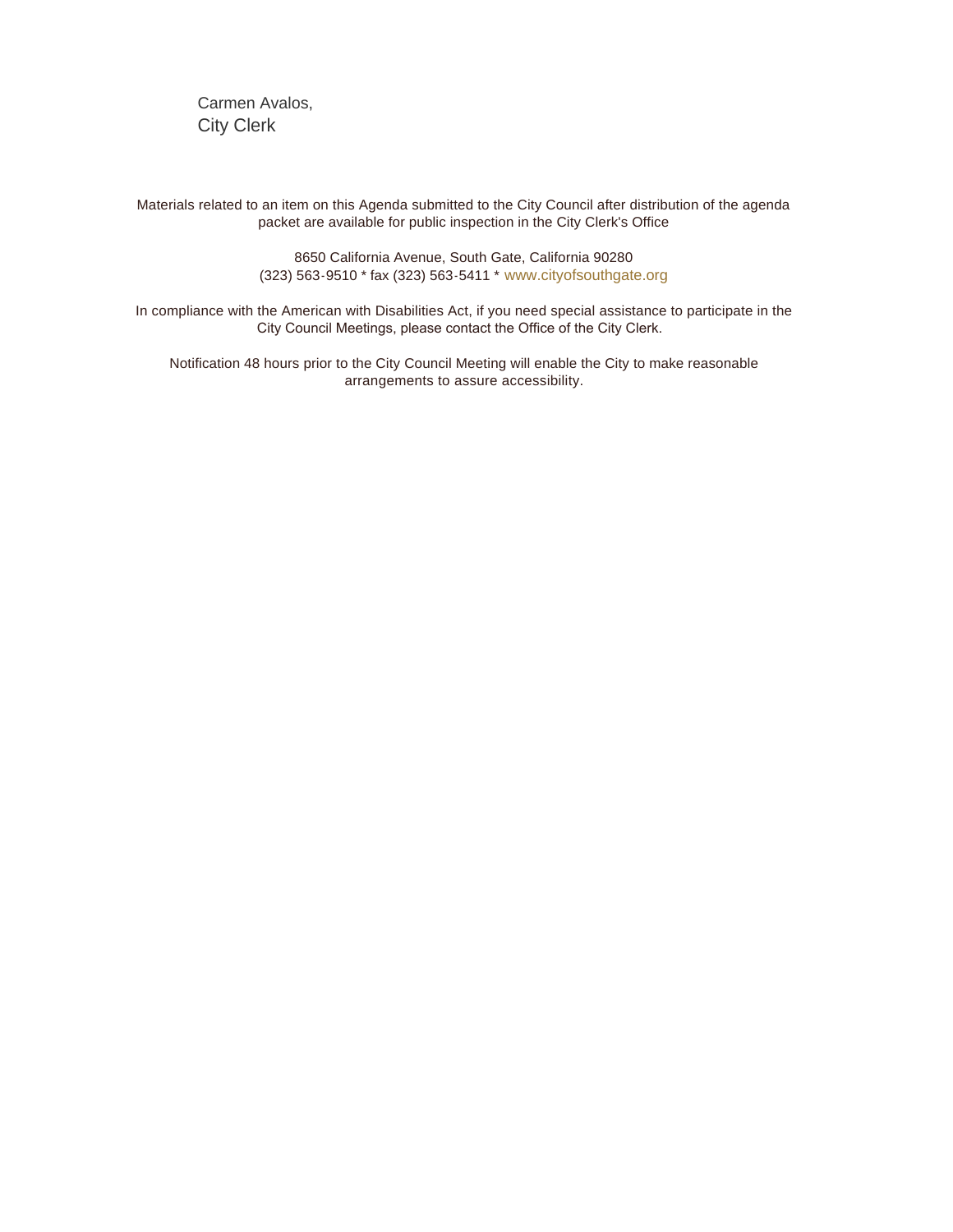Carmen Avalos,
City Clerk

Materials related to an item on this Agenda submitted to the City Council after distribution of the agenda packet are available for public inspection in the City Clerk's Office

8650 California Avenue, South Gate, California 90280
(323) 563-9510 * fax (323) 563-5411 * www.cityofsouthgate.org

In compliance with the American with Disabilities Act, if you need special assistance to participate in the City Council Meetings, please contact the Office of the City Clerk.

Notification 48 hours prior to the City Council Meeting will enable the City to make reasonable arrangements to assure accessibility.